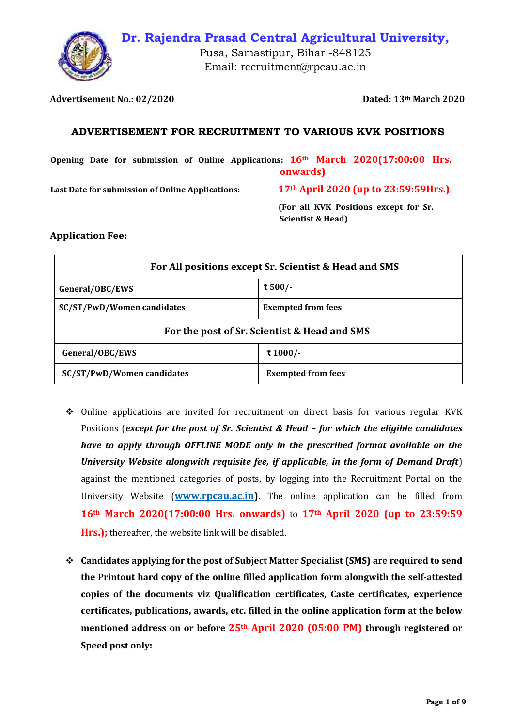# Dr. Rajendra Prasad Central Agricultural University,

Pusa, Samastipur, Bihar -848125

Email: recruitment@rpcau.ac.in

**Advertisement No.: 02/2020** **Dated: 13th March 2020**

## ADVERTISEMENT FOR RECRUITMENT TO VARIOUS KVK POSITIONS

**Opening Date for submission of Online Applications:** **16th March 2020(17:00:00 Hrs. onwards)**

**Last Date for submission of Online Applications:** **17th April 2020 (up to 23:59:59Hrs.)**

**(For all KVK Positions except for Sr. Scientist & Head)**

### Application Fee:

| For All positions except Sr. Scientist & Head and SMS | |
|---|---|
| **General/OBC/EWS** | **₹ 500/-** |
| **SC/ST/PwD/Women candidates** | **Exempted from fees** |
| **For the post of Sr. Scientist & Head and SMS** | |
| **General/OBC/EWS** | **₹ 1000/-** |
| **SC/ST/PwD/Women candidates** | **Exempted from fees** |

- Online applications are invited for recruitment on direct basis for various regular KVK Positions (***except for the post of Sr. Scientist & Head – for which the eligible candidates have to apply through OFFLINE MODE only in the prescribed format available on the University Website alongwith requisite fee, if applicable, in the form of Demand Draft***) against the mentioned categories of posts, by logging into the Recruitment Portal on the University Website (**www.rpcau.ac.in**). The online application can be filled from **16th March 2020(17:00:00 Hrs. onwards)** to **17th April 2020 (up to 23:59:59 Hrs.);** thereafter, the website link will be disabled.

- **Candidates applying for the post of Subject Matter Specialist (SMS) are required to send the Printout hard copy of the online filled application form alongwith the self-attested copies of the documents viz Qualification certificates, Caste certificates, experience certificates, publications, awards, etc. filled in the online application form at the below mentioned address on or before 25th April 2020 (05:00 PM) through registered or Speed post only:**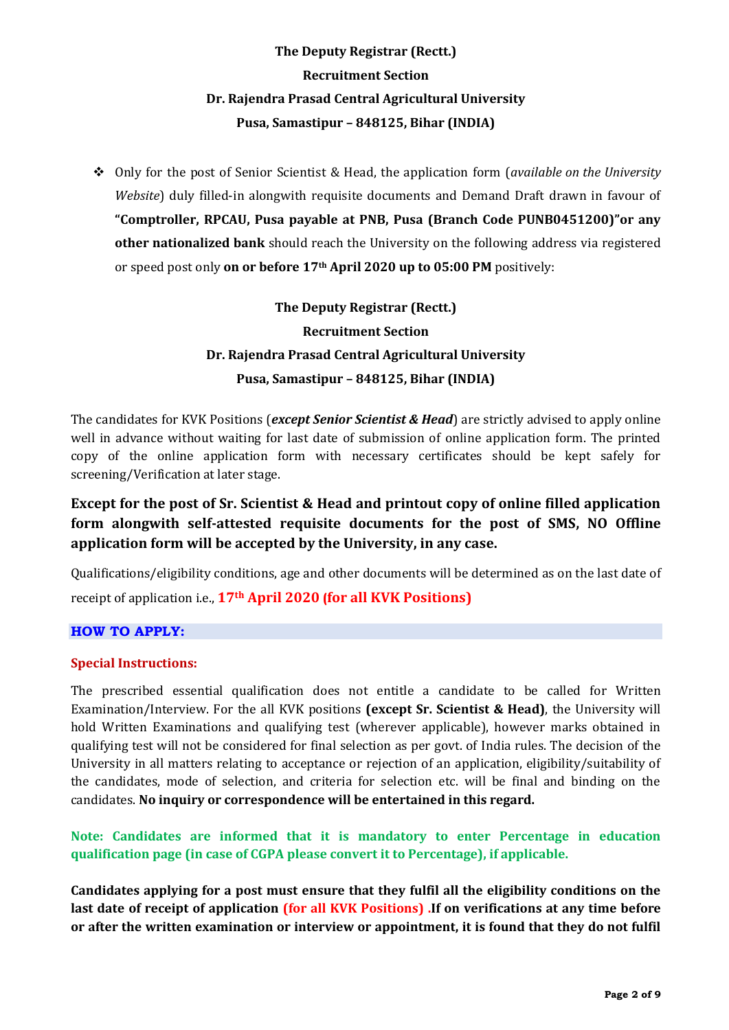**The Deputy Registrar (Rectt.)**
**Recruitment Section**
**Dr. Rajendra Prasad Central Agricultural University**
**Pusa, Samastipur – 848125, Bihar (INDIA)**

- Only for the post of Senior Scientist & Head, the application form (*available on the University Website*) duly filled-in alongwith requisite documents and Demand Draft drawn in favour of **"Comptroller, RPCAU, Pusa payable at PNB, Pusa (Branch Code PUNB0451200)"or any other nationalized bank** should reach the University on the following address via registered or speed post only **on or before 17th April 2020 up to 05:00 PM** positively:

**The Deputy Registrar (Rectt.)**
**Recruitment Section**
**Dr. Rajendra Prasad Central Agricultural University**
**Pusa, Samastipur – 848125, Bihar (INDIA)**

The candidates for KVK Positions (***except Senior Scientist & Head***) are strictly advised to apply online well in advance without waiting for last date of submission of online application form. The printed copy of the online application form with necessary certificates should be kept safely for screening/Verification at later stage.

**Except for the post of Sr. Scientist & Head and printout copy of online filled application form alongwith self-attested requisite documents for the post of SMS, NO Offline application form will be accepted by the University, in any case.**

Qualifications/eligibility conditions, age and other documents will be determined as on the last date of receipt of application i.e., **17th April 2020 (for all KVK Positions)**

## HOW TO APPLY:

**Special Instructions:**

The prescribed essential qualification does not entitle a candidate to be called for Written Examination/Interview. For the all KVK positions **(except Sr. Scientist & Head)**, the University will hold Written Examinations and qualifying test (wherever applicable), however marks obtained in qualifying test will not be considered for final selection as per govt. of India rules. The decision of the University in all matters relating to acceptance or rejection of an application, eligibility/suitability of the candidates, mode of selection, and criteria for selection etc. will be final and binding on the candidates. **No inquiry or correspondence will be entertained in this regard.**

**Note: Candidates are informed that it is mandatory to enter Percentage in education qualification page (in case of CGPA please convert it to Percentage), if applicable.**

**Candidates applying for a post must ensure that they fulfil all the eligibility conditions on the last date of receipt of application (for all KVK Positions) .If on verifications at any time before or after the written examination or interview or appointment, it is found that they do not fulfil**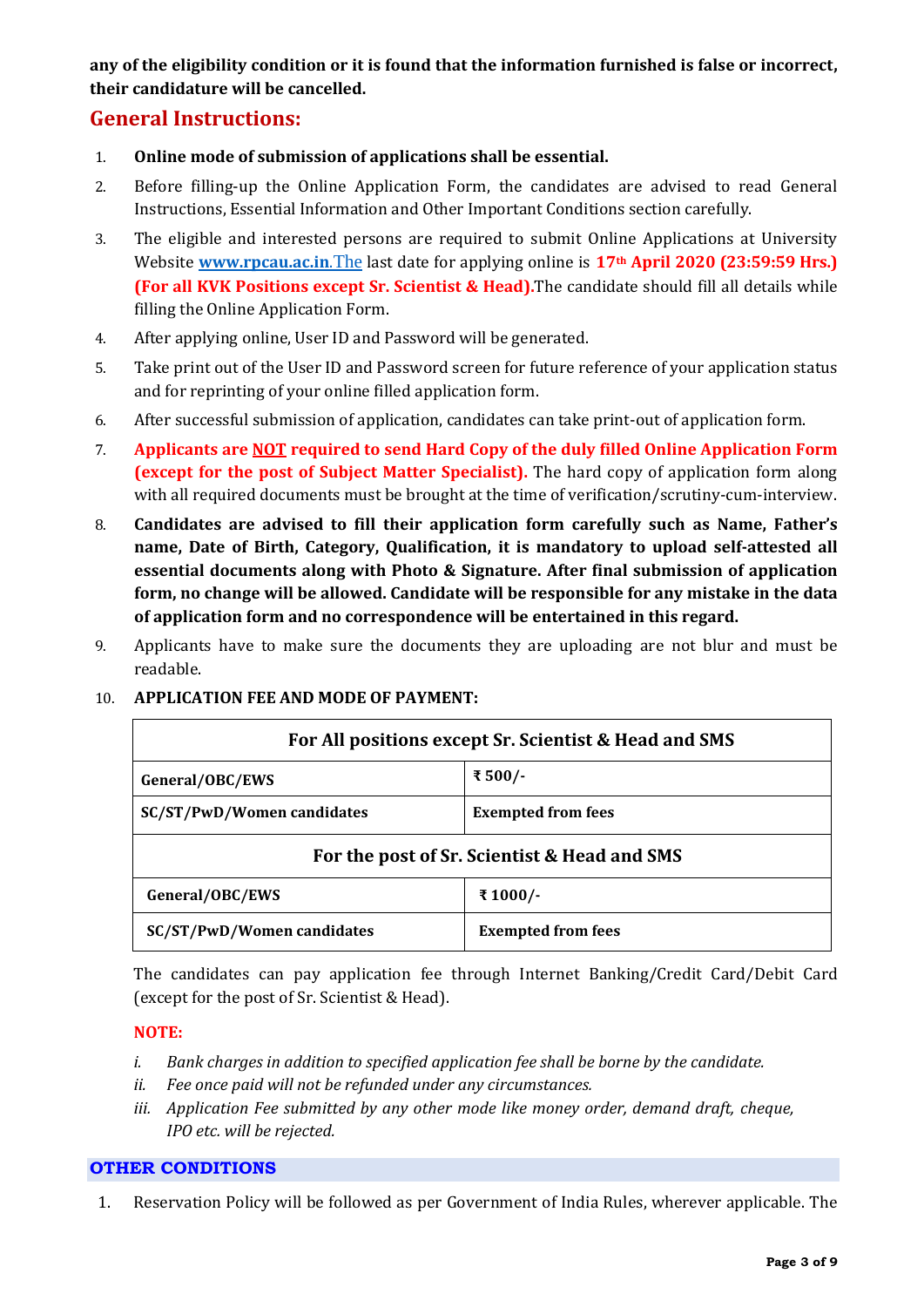**any of the eligibility condition or it is found that the information furnished is false or incorrect, their candidature will be cancelled.**

## General Instructions:

1. **Online mode of submission of applications shall be essential.**
2. Before filling-up the Online Application Form, the candidates are advised to read General Instructions, Essential Information and Other Important Conditions section carefully.
3. The eligible and interested persons are required to submit Online Applications at University Website **www.rpcau.ac.in**.The last date for applying online is **17th April 2020 (23:59:59 Hrs.) (For all KVK Positions except Sr. Scientist & Head).**The candidate should fill all details while filling the Online Application Form.
4. After applying online, User ID and Password will be generated.
5. Take print out of the User ID and Password screen for future reference of your application status and for reprinting of your online filled application form.
6. After successful submission of application, candidates can take print-out of application form.
7. **Applicants are NOT required to send Hard Copy of the duly filled Online Application Form (except for the post of Subject Matter Specialist).** The hard copy of application form along with all required documents must be brought at the time of verification/scrutiny-cum-interview.
8. **Candidates are advised to fill their application form carefully such as Name, Father's name, Date of Birth, Category, Qualification, it is mandatory to upload self-attested all essential documents along with Photo & Signature. After final submission of application form, no change will be allowed. Candidate will be responsible for any mistake in the data of application form and no correspondence will be entertained in this regard.**
9. Applicants have to make sure the documents they are uploading are not blur and must be readable.
10. **APPLICATION FEE AND MODE OF PAYMENT:**

| For All positions except Sr. Scientist & Head and SMS | |
|---|---|
| General/OBC/EWS | ₹ 500/- |
| SC/ST/PwD/Women candidates | Exempted from fees |
| **For the post of Sr. Scientist & Head and SMS** | |
| General/OBC/EWS | ₹ 1000/- |
| SC/ST/PwD/Women candidates | Exempted from fees |

The candidates can pay application fee through Internet Banking/Credit Card/Debit Card (except for the post of Sr. Scientist & Head).

**NOTE:**

*i. Bank charges in addition to specified application fee shall be borne by the candidate.*
*ii. Fee once paid will not be refunded under any circumstances.*
*iii. Application Fee submitted by any other mode like money order, demand draft, cheque, IPO etc. will be rejected.*

### OTHER CONDITIONS

1. Reservation Policy will be followed as per Government of India Rules, wherever applicable. The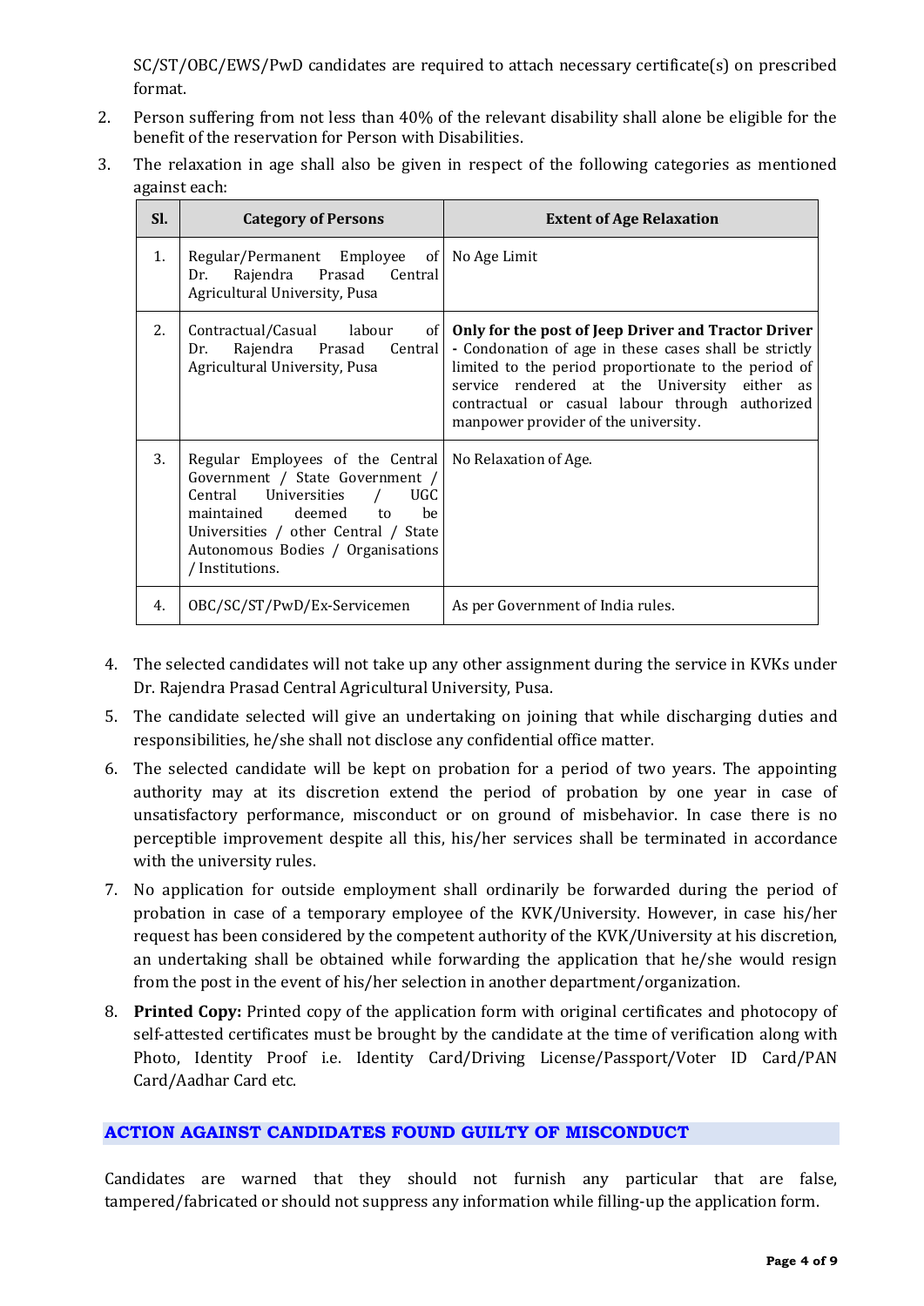SC/ST/OBC/EWS/PwD candidates are required to attach necessary certificate(s) on prescribed format.

2. Person suffering from not less than 40% of the relevant disability shall alone be eligible for the benefit of the reservation for Person with Disabilities.

3. The relaxation in age shall also be given in respect of the following categories as mentioned against each:

| Sl. | Category of Persons | Extent of Age Relaxation |
|---|---|---|
| 1. | Regular/Permanent Employee of Dr. Rajendra Prasad Central Agricultural University, Pusa | No Age Limit |
| 2. | Contractual/Casual labour of Dr. Rajendra Prasad Central Agricultural University, Pusa | **Only for the post of Jeep Driver and Tractor Driver** - Condonation of age in these cases shall be strictly limited to the period proportionate to the period of service rendered at the University either as contractual or casual labour through authorized manpower provider of the university. |
| 3. | Regular Employees of the Central Government / State Government / Central Universities / UGC maintained deemed to be Universities / other Central / State Autonomous Bodies / Organisations / Institutions. | No Relaxation of Age. |
| 4. | OBC/SC/ST/PwD/Ex-Servicemen | As per Government of India rules. |

4. The selected candidates will not take up any other assignment during the service in KVKs under Dr. Rajendra Prasad Central Agricultural University, Pusa.

5. The candidate selected will give an undertaking on joining that while discharging duties and responsibilities, he/she shall not disclose any confidential office matter.

6. The selected candidate will be kept on probation for a period of two years. The appointing authority may at its discretion extend the period of probation by one year in case of unsatisfactory performance, misconduct or on ground of misbehavior. In case there is no perceptible improvement despite all this, his/her services shall be terminated in accordance with the university rules.

7. No application for outside employment shall ordinarily be forwarded during the period of probation in case of a temporary employee of the KVK/University. However, in case his/her request has been considered by the competent authority of the KVK/University at his discretion, an undertaking shall be obtained while forwarding the application that he/she would resign from the post in the event of his/her selection in another department/organization.

8. **Printed Copy:** Printed copy of the application form with original certificates and photocopy of self-attested certificates must be brought by the candidate at the time of verification along with Photo, Identity Proof i.e. Identity Card/Driving License/Passport/Voter ID Card/PAN Card/Aadhar Card etc.

## ACTION AGAINST CANDIDATES FOUND GUILTY OF MISCONDUCT

Candidates are warned that they should not furnish any particular that are false, tampered/fabricated or should not suppress any information while filling-up the application form.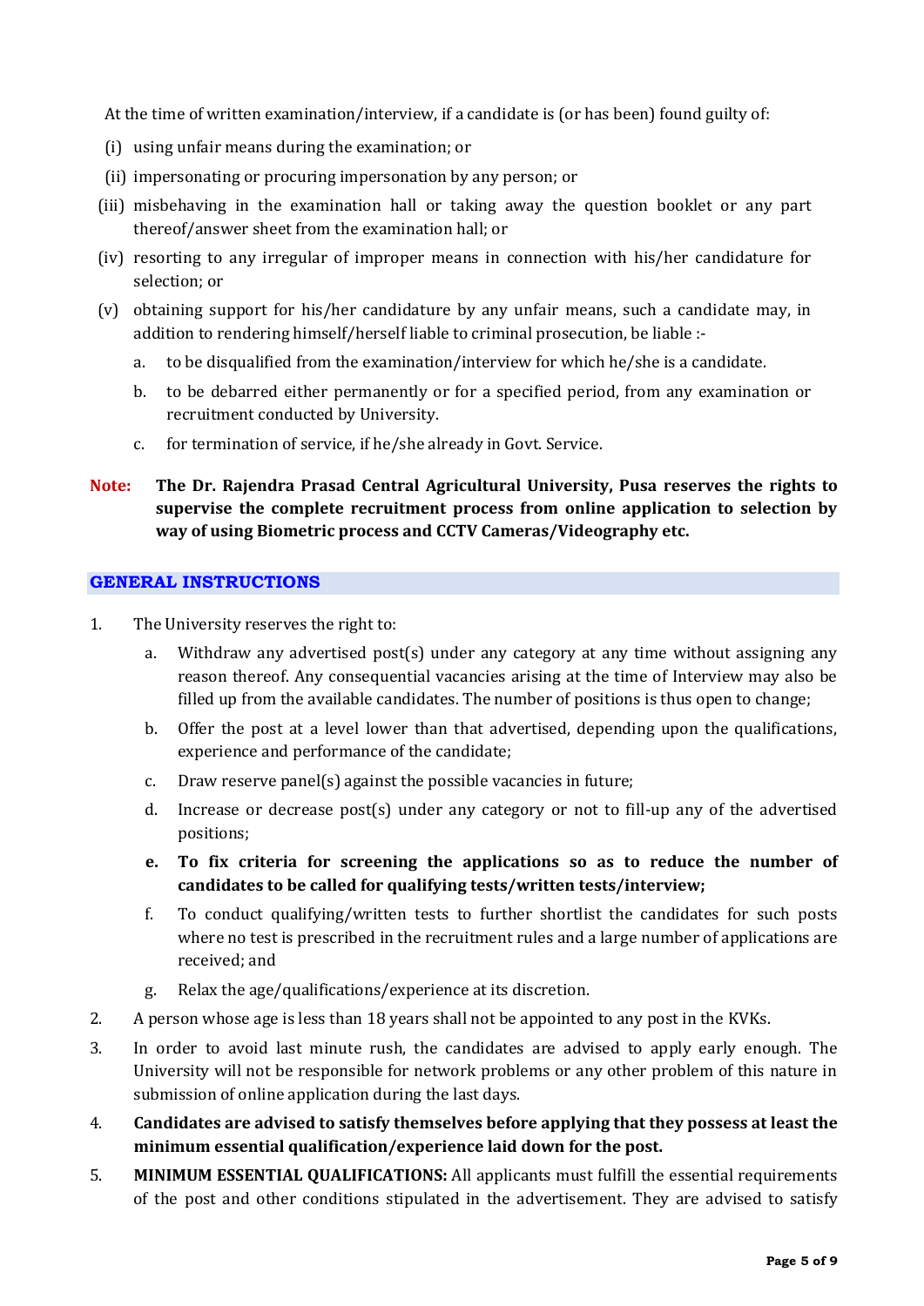At the time of written examination/interview, if a candidate is (or has been) found guilty of:

(i) using unfair means during the examination; or

(ii) impersonating or procuring impersonation by any person; or

(iii) misbehaving in the examination hall or taking away the question booklet or any part thereof/answer sheet from the examination hall; or

(iv) resorting to any irregular of improper means in connection with his/her candidature for selection; or

(v) obtaining support for his/her candidature by any unfair means, such a candidate may, in addition to rendering himself/herself liable to criminal prosecution, be liable :-

   a. to be disqualified from the examination/interview for which he/she is a candidate.

   b. to be debarred either permanently or for a specified period, from any examination or recruitment conducted by University.

   c. for termination of service, if he/she already in Govt. Service.

**Note: The Dr. Rajendra Prasad Central Agricultural University, Pusa reserves the rights to supervise the complete recruitment process from online application to selection by way of using Biometric process and CCTV Cameras/Videography etc.**

## GENERAL INSTRUCTIONS

1. The University reserves the right to:

   a. Withdraw any advertised post(s) under any category at any time without assigning any reason thereof. Any consequential vacancies arising at the time of Interview may also be filled up from the available candidates. The number of positions is thus open to change;

   b. Offer the post at a level lower than that advertised, depending upon the qualifications, experience and performance of the candidate;

   c. Draw reserve panel(s) against the possible vacancies in future;

   d. Increase or decrease post(s) under any category or not to fill-up any of the advertised positions;

   e. **To fix criteria for screening the applications so as to reduce the number of candidates to be called for qualifying tests/written tests/interview;**

   f. To conduct qualifying/written tests to further shortlist the candidates for such posts where no test is prescribed in the recruitment rules and a large number of applications are received; and

   g. Relax the age/qualifications/experience at its discretion.

2. A person whose age is less than 18 years shall not be appointed to any post in the KVKs.

3. In order to avoid last minute rush, the candidates are advised to apply early enough. The University will not be responsible for network problems or any other problem of this nature in submission of online application during the last days.

4. **Candidates are advised to satisfy themselves before applying that they possess at least the minimum essential qualification/experience laid down for the post.**

5. **MINIMUM ESSENTIAL QUALIFICATIONS:** All applicants must fulfill the essential requirements of the post and other conditions stipulated in the advertisement. They are advised to satisfy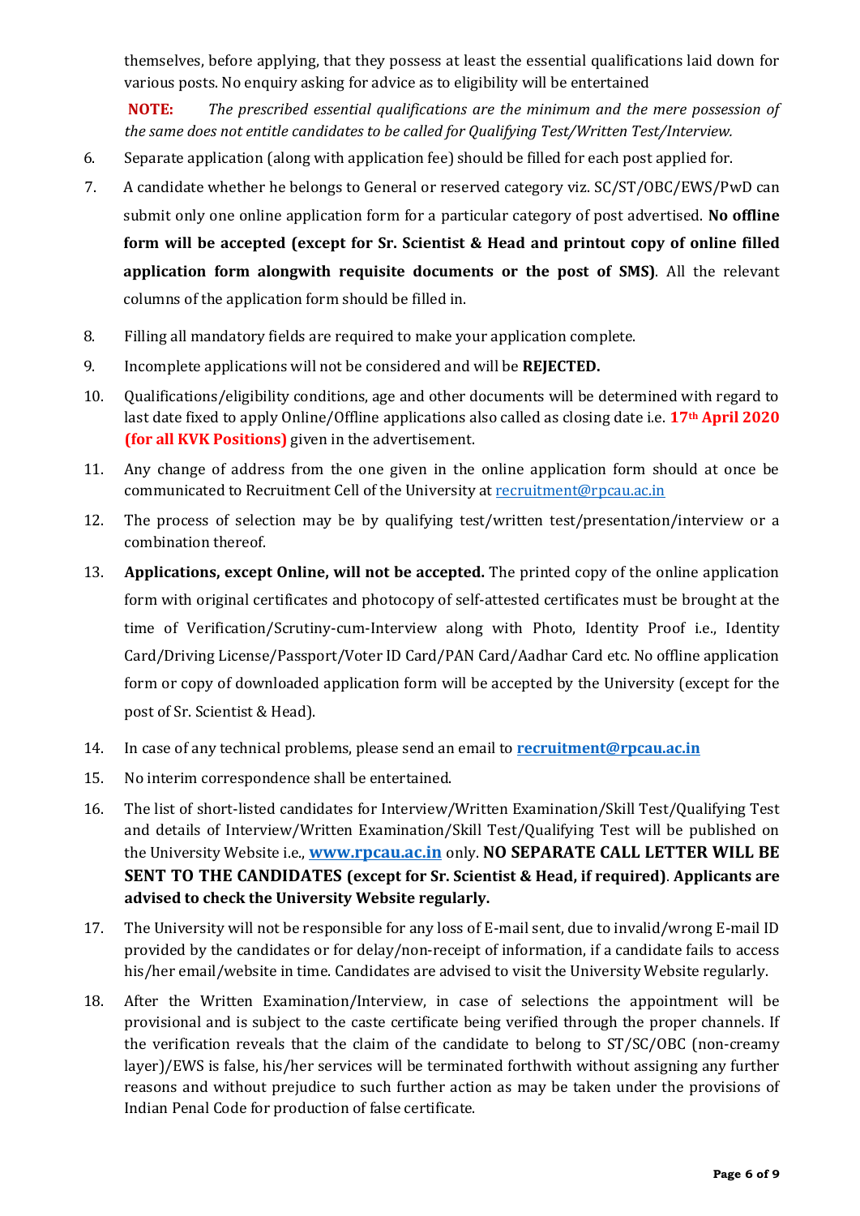themselves, before applying, that they possess at least the essential qualifications laid down for various posts. No enquiry asking for advice as to eligibility will be entertained

**NOTE:** *The prescribed essential qualifications are the minimum and the mere possession of the same does not entitle candidates to be called for Qualifying Test/Written Test/Interview.*

6. Separate application (along with application fee) should be filled for each post applied for.
7. A candidate whether he belongs to General or reserved category viz. SC/ST/OBC/EWS/PwD can submit only one online application form for a particular category of post advertised. **No offline form will be accepted (except for Sr. Scientist & Head and printout copy of online filled application form alongwith requisite documents or the post of SMS)**. All the relevant columns of the application form should be filled in.
8. Filling all mandatory fields are required to make your application complete.
9. Incomplete applications will not be considered and will be **REJECTED.**
10. Qualifications/eligibility conditions, age and other documents will be determined with regard to last date fixed to apply Online/Offline applications also called as closing date i.e. **17th April 2020 (for all KVK Positions)** given in the advertisement.
11. Any change of address from the one given in the online application form should at once be communicated to Recruitment Cell of the University at recruitment@rpcau.ac.in
12. The process of selection may be by qualifying test/written test/presentation/interview or a combination thereof.
13. **Applications, except Online, will not be accepted.** The printed copy of the online application form with original certificates and photocopy of self-attested certificates must be brought at the time of Verification/Scrutiny-cum-Interview along with Photo, Identity Proof i.e., Identity Card/Driving License/Passport/Voter ID Card/PAN Card/Aadhar Card etc. No offline application form or copy of downloaded application form will be accepted by the University (except for the post of Sr. Scientist & Head).
14. In case of any technical problems, please send an email to **recruitment@rpcau.ac.in**
15. No interim correspondence shall be entertained.
16. The list of short-listed candidates for Interview/Written Examination/Skill Test/Qualifying Test and details of Interview/Written Examination/Skill Test/Qualifying Test will be published on the University Website i.e., **www.rpcau.ac.in** only. **NO SEPARATE CALL LETTER WILL BE SENT TO THE CANDIDATES (except for Sr. Scientist & Head, if required)**. **Applicants are advised to check the University Website regularly.**
17. The University will not be responsible for any loss of E-mail sent, due to invalid/wrong E-mail ID provided by the candidates or for delay/non-receipt of information, if a candidate fails to access his/her email/website in time. Candidates are advised to visit the University Website regularly.
18. After the Written Examination/Interview, in case of selections the appointment will be provisional and is subject to the caste certificate being verified through the proper channels. If the verification reveals that the claim of the candidate to belong to ST/SC/OBC (non-creamy layer)/EWS is false, his/her services will be terminated forthwith without assigning any further reasons and without prejudice to such further action as may be taken under the provisions of Indian Penal Code for production of false certificate.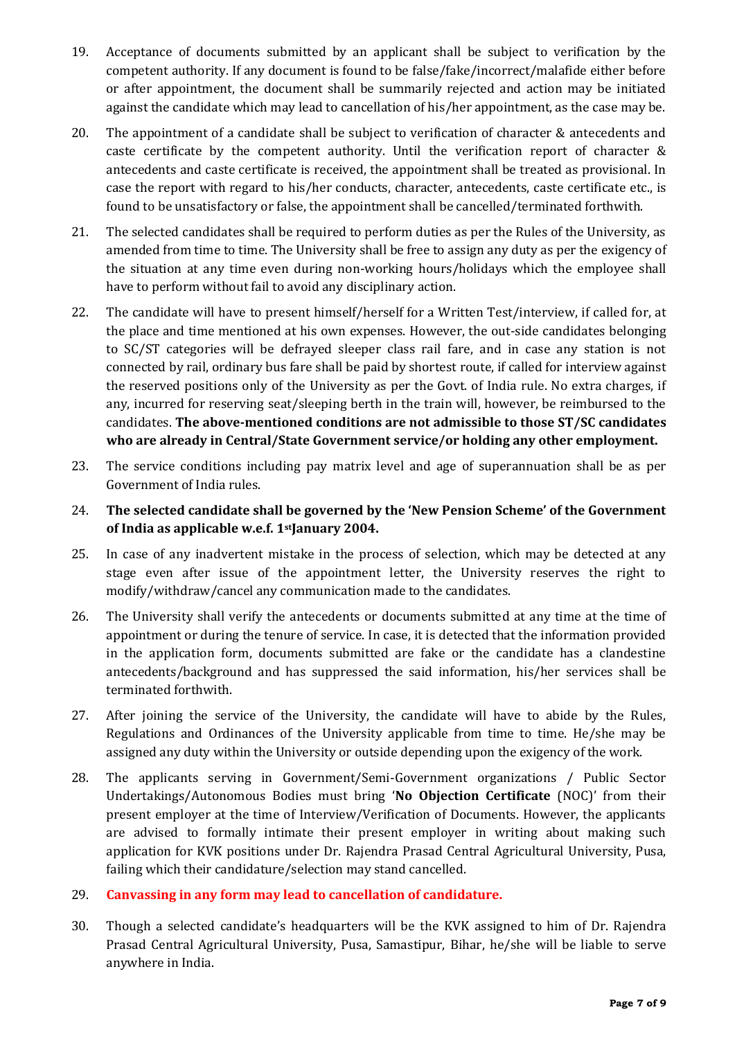19. Acceptance of documents submitted by an applicant shall be subject to verification by the competent authority. If any document is found to be false/fake/incorrect/malafide either before or after appointment, the document shall be summarily rejected and action may be initiated against the candidate which may lead to cancellation of his/her appointment, as the case may be.

20. The appointment of a candidate shall be subject to verification of character & antecedents and caste certificate by the competent authority. Until the verification report of character & antecedents and caste certificate is received, the appointment shall be treated as provisional. In case the report with regard to his/her conducts, character, antecedents, caste certificate etc., is found to be unsatisfactory or false, the appointment shall be cancelled/terminated forthwith.

21. The selected candidates shall be required to perform duties as per the Rules of the University, as amended from time to time. The University shall be free to assign any duty as per the exigency of the situation at any time even during non-working hours/holidays which the employee shall have to perform without fail to avoid any disciplinary action.

22. The candidate will have to present himself/herself for a Written Test/interview, if called for, at the place and time mentioned at his own expenses. However, the out-side candidates belonging to SC/ST categories will be defrayed sleeper class rail fare, and in case any station is not connected by rail, ordinary bus fare shall be paid by shortest route, if called for interview against the reserved positions only of the University as per the Govt. of India rule. No extra charges, if any, incurred for reserving seat/sleeping berth in the train will, however, be reimbursed to the candidates. **The above-mentioned conditions are not admissible to those ST/SC candidates who are already in Central/State Government service/or holding any other employment.**

23. The service conditions including pay matrix level and age of superannuation shall be as per Government of India rules.

24. **The selected candidate shall be governed by the 'New Pension Scheme' of the Government of India as applicable w.e.f. 1st January 2004.**

25. In case of any inadvertent mistake in the process of selection, which may be detected at any stage even after issue of the appointment letter, the University reserves the right to modify/withdraw/cancel any communication made to the candidates.

26. The University shall verify the antecedents or documents submitted at any time at the time of appointment or during the tenure of service. In case, it is detected that the information provided in the application form, documents submitted are fake or the candidate has a clandestine antecedents/background and has suppressed the said information, his/her services shall be terminated forthwith.

27. After joining the service of the University, the candidate will have to abide by the Rules, Regulations and Ordinances of the University applicable from time to time. He/she may be assigned any duty within the University or outside depending upon the exigency of the work.

28. The applicants serving in Government/Semi-Government organizations / Public Sector Undertakings/Autonomous Bodies must bring '**No Objection Certificate** (NOC)' from their present employer at the time of Interview/Verification of Documents. However, the applicants are advised to formally intimate their present employer in writing about making such application for KVK positions under Dr. Rajendra Prasad Central Agricultural University, Pusa, failing which their candidature/selection may stand cancelled.

29. **Canvassing in any form may lead to cancellation of candidature.**

30. Though a selected candidate's headquarters will be the KVK assigned to him of Dr. Rajendra Prasad Central Agricultural University, Pusa, Samastipur, Bihar, he/she will be liable to serve anywhere in India.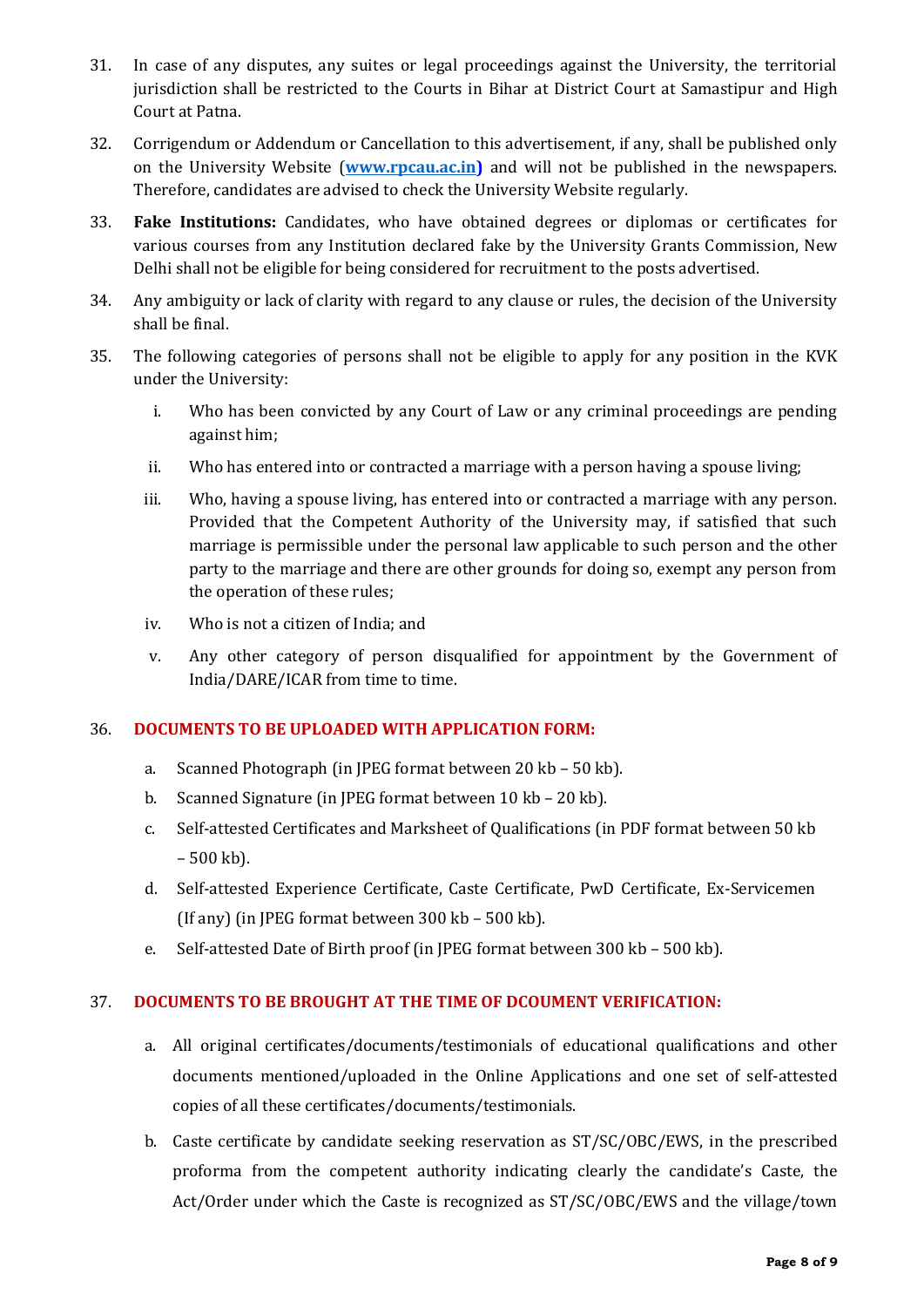31. In case of any disputes, any suites or legal proceedings against the University, the territorial jurisdiction shall be restricted to the Courts in Bihar at District Court at Samastipur and High Court at Patna.

32. Corrigendum or Addendum or Cancellation to this advertisement, if any, shall be published only on the University Website (**www.rpcau.ac.in)** and will not be published in the newspapers. Therefore, candidates are advised to check the University Website regularly.

33. **Fake Institutions:** Candidates, who have obtained degrees or diplomas or certificates for various courses from any Institution declared fake by the University Grants Commission, New Delhi shall not be eligible for being considered for recruitment to the posts advertised.

34. Any ambiguity or lack of clarity with regard to any clause or rules, the decision of the University shall be final.

35. The following categories of persons shall not be eligible to apply for any position in the KVK under the University:

    i. Who has been convicted by any Court of Law or any criminal proceedings are pending against him;

    ii. Who has entered into or contracted a marriage with a person having a spouse living;

    iii. Who, having a spouse living, has entered into or contracted a marriage with any person. Provided that the Competent Authority of the University may, if satisfied that such marriage is permissible under the personal law applicable to such person and the other party to the marriage and there are other grounds for doing so, exempt any person from the operation of these rules;

    iv. Who is not a citizen of India; and

    v. Any other category of person disqualified for appointment by the Government of India/DARE/ICAR from time to time.

36. **DOCUMENTS TO BE UPLOADED WITH APPLICATION FORM:**

    a. Scanned Photograph (in JPEG format between 20 kb – 50 kb).

    b. Scanned Signature (in JPEG format between 10 kb – 20 kb).

    c. Self-attested Certificates and Marksheet of Qualifications (in PDF format between 50 kb – 500 kb).

    d. Self-attested Experience Certificate, Caste Certificate, PwD Certificate, Ex-Servicemen (If any) (in JPEG format between 300 kb – 500 kb).

    e. Self-attested Date of Birth proof (in JPEG format between 300 kb – 500 kb).

37. **DOCUMENTS TO BE BROUGHT AT THE TIME OF DCOUMENT VERIFICATION:**

    a. All original certificates/documents/testimonials of educational qualifications and other documents mentioned/uploaded in the Online Applications and one set of self-attested copies of all these certificates/documents/testimonials.

    b. Caste certificate by candidate seeking reservation as ST/SC/OBC/EWS, in the prescribed proforma from the competent authority indicating clearly the candidate's Caste, the Act/Order under which the Caste is recognized as ST/SC/OBC/EWS and the village/town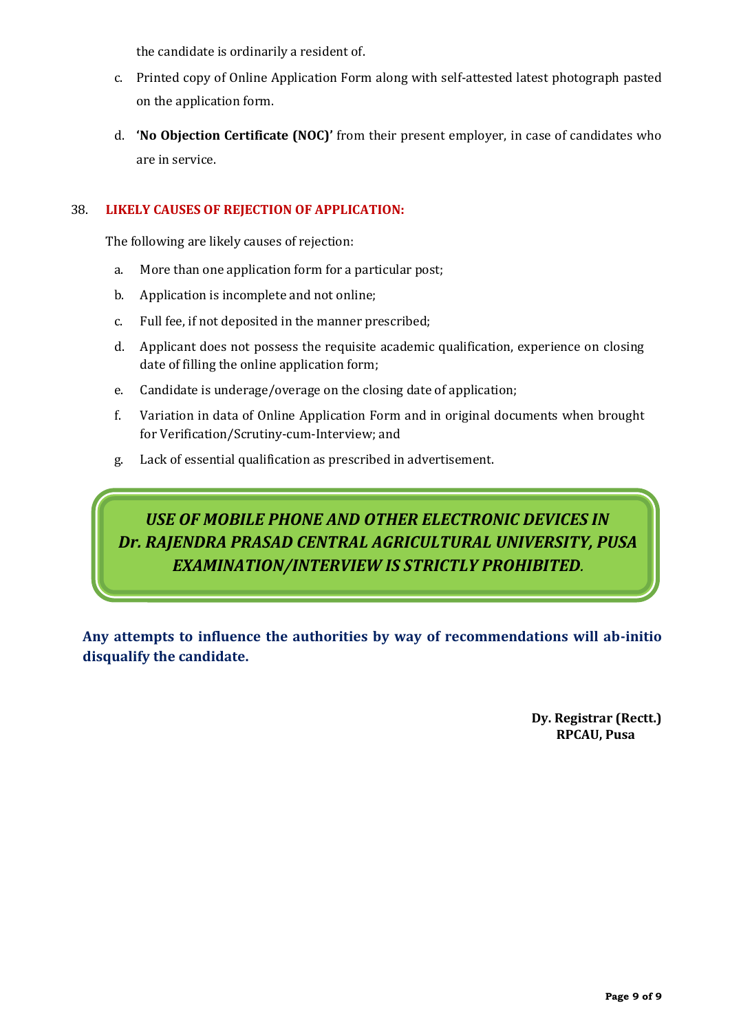the candidate is ordinarily a resident of.

c. Printed copy of Online Application Form along with self-attested latest photograph pasted on the application form.

d. **'No Objection Certificate (NOC)'** from their present employer, in case of candidates who are in service.

## 38. LIKELY CAUSES OF REJECTION OF APPLICATION:

The following are likely causes of rejection:

a. More than one application form for a particular post;

b. Application is incomplete and not online;

c. Full fee, if not deposited in the manner prescribed;

d. Applicant does not possess the requisite academic qualification, experience on closing date of filling the online application form;

e. Candidate is underage/overage on the closing date of application;

f. Variation in data of Online Application Form and in original documents when brought for Verification/Scrutiny-cum-Interview; and

g. Lack of essential qualification as prescribed in advertisement.

***USE OF MOBILE PHONE AND OTHER ELECTRONIC DEVICES IN Dr. RAJENDRA PRASAD CENTRAL AGRICULTURAL UNIVERSITY, PUSA EXAMINATION/INTERVIEW IS STRICTLY PROHIBITED.***

**Any attempts to influence the authorities by way of recommendations will ab-initio disqualify the candidate.**

**Dy. Registrar (Rectt.)**
**RPCAU, Pusa**